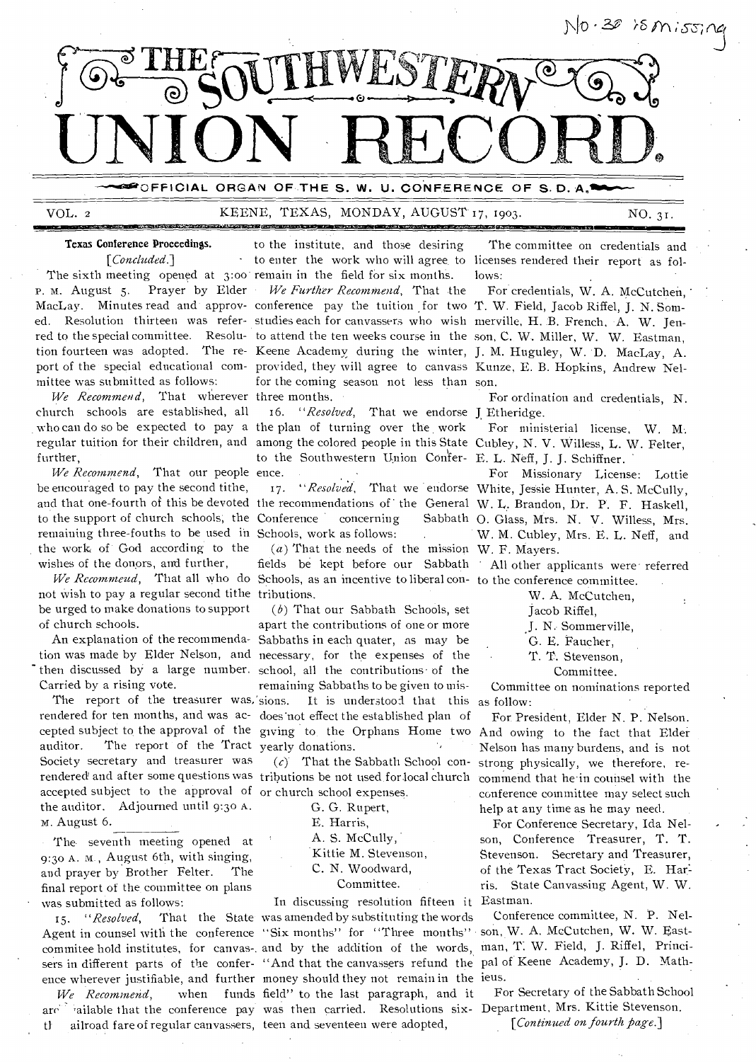# THE SOUTHWESTERN UNION RECORD.

OFFICIAL ORGAN OF THE S. W. U. CONFERENCE OF S. D. A.

VOL. 2 KEENE, TEXAS, MONDAY, AUGUST 17, 1903. NO. 31.

## Texas Conference Proceedings.

[*Concluded.*]

The sixth meeting opened at 3:00 P. M. August 5. Prayer by Elder MacLay. Minutes read and approved. Resolution thirteen was referred to the special committee. Resolution fourteen was adopted. The report of the special educational committee was submitted as follows:

*We Recommend*, That wherever church schools are established, all who can do so be expected to pay a regular tuition for their children, and further,

*We Recommend*, That our people be encouraged to pay the second tithe, and that one-fourth of this be devoted to the support of church schools, the remaining three-fouths to be used in the work of God according to the wishes of the donors, and further,

*We Recommeud*, That all who do not wish to pay a regular second tithe be urged to make donations to support of church schools.

An explanation of the recommendation was made by Elder Nelson, and then discussed by a large number. Carried by a rising vote.

The report of the treasurer was rendered for ten months, and was accepted subject to the approval of the auditor. The report of the Tract Society secretary and treasurer was rendered and after some questions was accepted subject to the approval of the auditor. Adjourned until 9:30 A. M. August 6.

The seventh meeting opened at 9:30 A. M., August 6th, with singing, and prayer by Brother Felter. The final report of the committee on plans was submitted as follows:

15. "*Resolved*, That the State Agent in counsel with the conference commitee hold institutes, for canvassers in different parts of the conference wherever justifiable, and further

*We Recommend*, when funds are available that the conference pay the railroad fare of regular canvassers, to the institute, and those desiring to enter the work who will agree to remain in the field for six months.

*We Further Recommend*, That the conference pay the tuition for two studies each for canvassers who wish to attend the ten weeks course in the Keene Academy during the winter, provided, they will agree to canvass for the coming season not less than three months.

16. "*Resolved*, That we endorse the plan of turning over the work among the colored people in this State to the Southwestern Union Conference.

17. "*Resolved*, That we endorse the recommendations of the General Conference concerning Sabbath Schools, work as follows:

(*a*) That the needs of the mission fields be kept before our Sabbath Schools, as an incentive to liberal contributions.

(*b*) That our Sabbath Schools, set apart the contributions of one or more Sabbaths in each quater, as may be necessary, for the expenses of the school, all the contributions of the remaining Sabbaths to be given to missions. It is understood that this does not effect the established plan of giving to the Orphans Home two yearly donations.

(*c*) That the Sabbath School contributions be not used for local church or church school expenses.

G. G. Rupert,
E. Harris,
A. S. McCully,
Kittie M. Stevenson,
C. N. Woodward,
Committee.

In discussing resolution fifteen it was amended by substituting the words "Six months" for "Three months" and by the addition of the words, "And that the canvassers refund the money should they not remain in the field" to the last paragraph, and it was then carried. Resolutions sixteen and seventeen were adopted,

The committee on credentials and licenses rendered their report as follows:

For credentials, W. A. McCutchen, T. W. Field, Jacob Riffel, J. N. Sommerville, H. B. French, A. W. Jenson, C. W. Miller, W. W. Eastman, J. M. Huguley, W. D. MacLay, A. Kunze, E. B. Hopkins, Andrew Nelson.

For ordination and credentials, N. J. Etheridge.

For ministerial license, W. M. Cubley, N. V. Willess, L. W. Felter, E. L. Neff, J. J. Schiffner.

For Missionary License: Lottie White, Jessie Hunter, A. S. McCully, W. L. Brandon, Dr. P. F. Haskell, O. Glass, Mrs. N. V. Willess, Mrs. W. M. Cubley, Mrs. E. L. Neff, and W. F. Mayers.

All other applicants were referred to the conference committee.

W. A. McCutchen,
Jacob Riffel,
J. N. Sommerville,
G. E. Faucher,
T. T. Stevenson,
Committee.

Committee on nominations reported as follow:

For President, Elder N. P. Nelson. And owing to the fact that Elder Nelson has many burdens, and is not strong physically, we therefore, recommend that he in counsel with the conference committee may select such help at any time as he may need.

For Conference Secretary, Ida Nelson, Conference Treasurer, T. T. Stevenson. Secretary and Treasurer, of the Texas Tract Society, E. Harris. State Canvassing Agent, W. W. Eastman.

Conference committee, N. P. Nelson, W. A. McCutchen, W. W. Eastman, T. W. Field, J. Riffel, Principal of Keene Academy, J. D. Mathieus.

For Secretary of the Sabbath School Department, Mrs. Kittie Stevenson.

[*Continued on fourth page.*]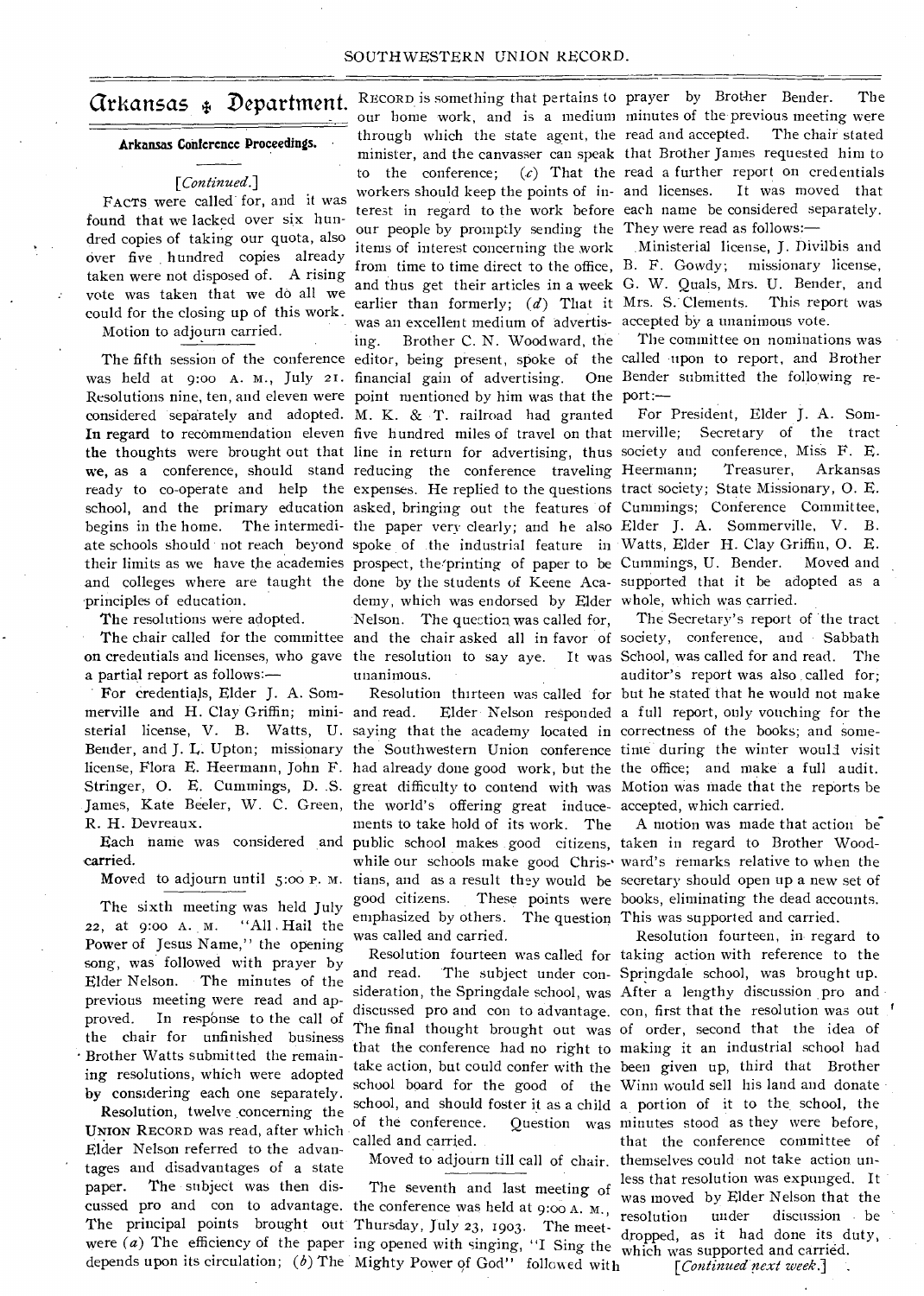# Arkansas ✣ Department.

## Arkansas Conference Proceedings.

*[Continued.]*

FACTS were called for, and it was found that we lacked over six hundred copies of taking our quota, also over five hundred copies already taken were not disposed of. A rising vote was taken that we do all we could for the closing up of this work.

Motion to adjourn carried.

---

The fifth session of the conference was held at 9:00 A. M., July 21. Resolutions nine, ten, and eleven were considered separately and adopted. In regard to recommendation eleven the thoughts were brought out that we, as a conference, should stand ready to co-operate and help the school, and the primary education begins in the home. The intermediate schools should not reach beyond their limits as we have the academies and colleges where are taught the principles of education.

The resolutions were adopted.

The chair called for the committee on credentials and licenses, who gave a partial report as follows:—

For credentials, Elder J. A. Sommerville and H. Clay Griffin; ministerial license, V. B. Watts, U. Bender, and J. L. Upton; missionary license, Flora E. Heermann, John F. Stringer, O. E. Cummings, D. S. James, Kate Beeler, W. C. Green, R. H. Devreaux.

Each name was considered and carried.

Moved to adjourn until 5:00 P. M.

---

The sixth meeting was held July 22, at 9:00 A. M. "All Hail the Power of Jesus Name," the opening song, was followed with prayer by Elder Nelson. The minutes of the previous meeting were read and approved. In response to the call of the chair for unfinished business Brother Watts submitted the remaining resolutions, which were adopted by considering each one separately.

Resolution twelve concerning the UNION RECORD was read, after which Elder Nelson referred to the advantages and disadvantages of a state paper. The subject was then discussed pro and con to advantage. The principal points brought out were (*a*) The efficiency of the paper depends upon its circulation; (*b*) The RECORD is something that pertains to our home work, and is a medium through which the state agent, the minister, and the canvasser can speak to the conference; (*c*) That the workers should keep the points of interest in regard to the work before our people by promptly sending the items of interest concerning the work from time to time direct to the office, and thus get their articles in a week earlier than formerly; (*d*) That it was an excellent medium of advertising. Brother C. N. Woodward, the editor, being present, spoke of the financial gain of advertising. One point mentioned by him was that the M. K. & T. railroad had granted five hundred miles of travel on that line in return for advertising, thus reducing the conference traveling expenses. He replied to the questions asked, bringing out the features of the paper very clearly; and he also spoke of the industrial feature in prospect, the printing of paper to be done by the students of Keene Academy, which was endorsed by Elder Nelson. The question was called for, and the chair asked all in favor of the resolution to say aye. It was unanimous.

Resolution thirteen was called for and read. Elder Nelson responded saying that the academy located in the Southwestern Union conference had already done good work, but the great difficulty to contend with was the world's offering great inducements to take hold of its work. The public school makes good citizens, while our schools make good Christians, and as a result they would be good citizens. These points were emphasized by others. The question was called and carried.

Resolution fourteen was called for and read. The subject under consideration, the Springdale school, was discussed pro and con to advantage. The final thought brought out was that the conference had no right to take action, but could confer with the school board for the good of the school, and should foster it as a child of the conference. Question was called and carried.

Moved to adjourn till call of chair.

---

The seventh and last meeting of the conference was held at 9:00 A. M., Thursday, July 23, 1903. The meeting opened with singing, "I Sing the Mighty Power of God" followed with prayer by Brother Bender. The minutes of the previous meeting were read and accepted. The chair stated that Brother James requested him to read a further report on credentials and licenses. It was moved that each name be considered separately. They were read as follows:—

Ministerial license, J. Divilbis and B. F. Gowdy; missionary license, G. W. Quals, Mrs. U. Bender, and Mrs. S. Clements. This report was accepted by a unanimous vote.

The committee on nominations was called upon to report, and Brother Bender submitted the following report:—

For President, Elder J. A. Sommerville; Secretary of the tract society and conference, Miss F. E. Heermann; Treasurer, Arkansas tract society; State Missionary, O. E. Cummings; Conference Committee, Elder J. A. Sommerville, V. B. Watts, Elder H. Clay Griffin, O. E. Cummings, U. Bender. Moved and supported that it be adopted as a whole, which was carried.

The Secretary's report of the tract society, conference, and Sabbath School, was called for and read. The auditor's report was also called for; but he stated that he would not make a full report, only vouching for the correctness of the books; and sometime during the winter would visit the office; and make a full audit. Motion was made that the reports be accepted, which carried.

A motion was made that action be taken in regard to Brother Woodward's remarks relative to when the secretary should open up a new set of books, eliminating the dead accounts. This was supported and carried.

Resolution fourteen, in regard to taking action with reference to the Springdale school, was brought up. After a lengthy discussion pro and con, first that the resolution was out of order, second that the idea of making it an industrial school had been given up, third that Brother Winn would sell his land and donate a portion of it to the school, the minutes stood as they were before, that the conference committee of themselves could not take action unless that resolution was expunged. It was moved by Elder Nelson that the resolution under discussion be dropped, as it had done its duty, which was supported and carried.

*[Continued next week.]*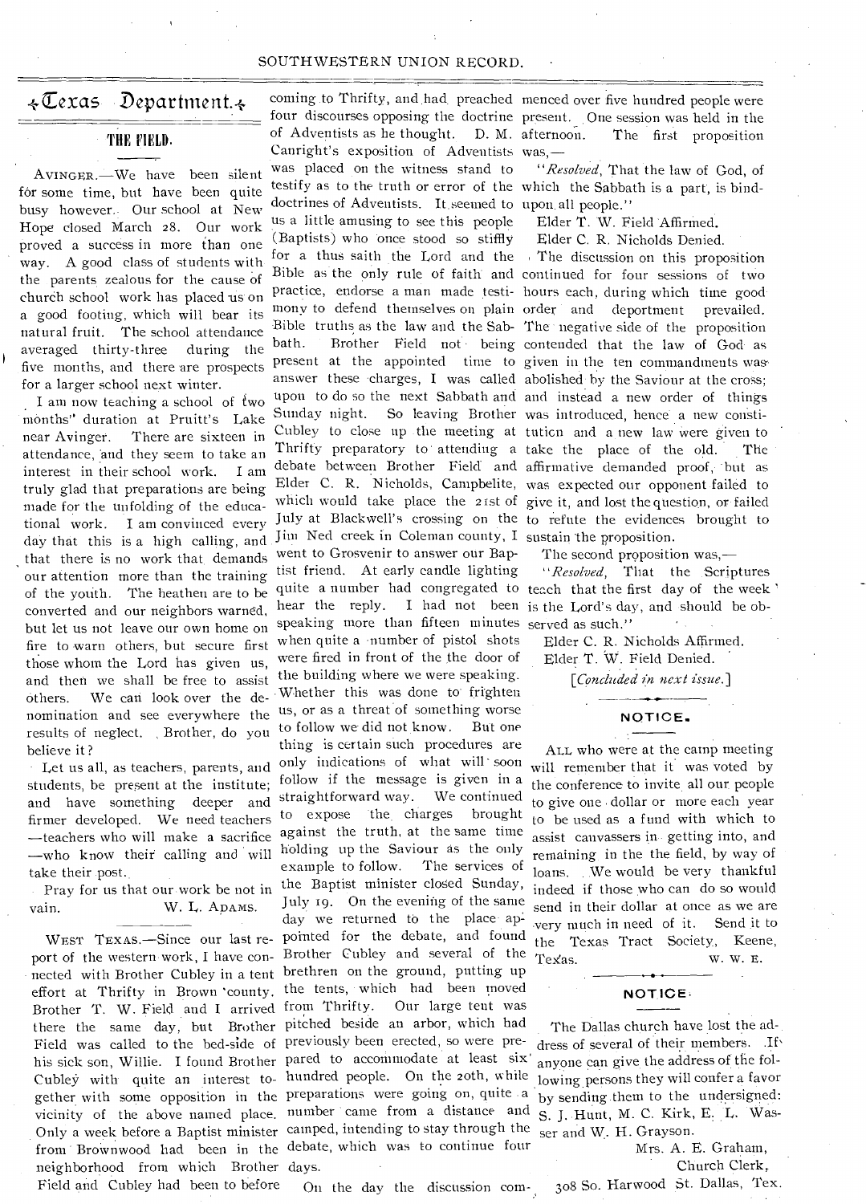# Texas Department.

## THE FIELD.

AVINGER.—We have been silent for some time, but have been quite busy however. Our school at New Hope closed March 28. Our work proved a success in more than one way. A good class of students with the parents zealous for the cause of church school work has placed us on a good footing, which will bear its natural fruit. The school attendance averaged thirty-three during the five months, and there are prospects for a larger school next winter.

I am now teaching a school of two months' duration at Pruitt's Lake near Avinger. There are sixteen in attendance, and they seem to take an interest in their school work. I am truly glad that preparations are being made for the unfolding of the educational work. I am convinced every day that this is a high calling, and that there is no work that demands our attention more than the training of the youth. The heathen are to be converted and our neighbors warned, but let us not leave our own home on fire to warn others, but secure first those whom the Lord has given us, and then we shall be free to assist others. We can look over the denomination and see everywhere the results of neglect. Brother, do you believe it?

Let us all, as teachers, parents, and students, be present at the institute; and have something deeper and firmer developed. We need teachers—teachers who will make a sacrifice—who know their calling and will take their post.

Pray for us that our work be not in vain.

W. L. ADAMS.

---

WEST TEXAS.—Since our last report of the western work, I have connected with Brother Cubley in a tent effort at Thrifty in Brown county. Brother T. W. Field and I arrived there the same day, but Brother Field was called to the bed-side of his sick son, Willie. I found Brother Cubley with quite an interest together with some opposition in the vicinity of the above named place. Only a week before a Baptist minister from Brownwood had been in the neighborhood from which Brother Field and Cubley had been to before coming to Thrifty, and had preached four discourses opposing the doctrine of Adventists as he thought. D. M. Canright's exposition of Adventists was placed on the witness stand to testify as to the truth or error of the doctrines of Adventists. It seemed to us a little amusing to see this people (Baptists) who once stood so stiffly for a thus saith the Lord and the Bible as the only rule of faith and practice, endorse a man made testimony to defend themselves on plain Bible truths as the law and the Sabbath. Brother Field not being present at the appointed time to answer these charges, I was called upon to do so the next Sabbath and Sunday night. So leaving Brother Cubley to close up the meeting at Thrifty preparatory to attending a debate between Brother Field and Elder C. R. Nicholds, Campbelite, which would take place the 21st of July at Blackwell's crossing on the Jim Ned creek in Coleman county, I went to Grosvenir to answer our Baptist friend. At early candle lighting quite a number had congregated to hear the reply. I had not been speaking more than fifteen minutes when quite a number of pistol shots were fired in front of the the door of the building where we were speaking. Whether this was done to frighten us, or as a threat of something worse to follow we did not know. But one thing is certain such procedures are only indications of what will soon follow if the message is given in a straightforward way. We continued to expose the charges brought against the truth, at the same time holding up the Saviour as the only example to follow. The services of the Baptist minister closed Sunday, July 19. On the evening of the same day we returned to the place appointed for the debate, and found Brother Cubley and several of the brethren on the ground, putting up the tents, which had been moved from Thrifty. Our large tent was pitched beside an arbor, which had previously been erected, so were prepared to accommodate at least six hundred people. On the 20th, while preparations were going on, quite a number came from a distance and camped, intending to stay through the debate, which was to continue four days.

On the day the discussion commenced over five hundred people were present. One session was held in the afternoon. The first proposition was,—

"*Resolved*, That the law of God, of which the Sabbath is a part, is binding upon all people."

Elder T. W. Field Affirmed.

Elder C. R. Nicholds Denied.

The discussion on this proposition continued for four sessions of two hours each, during which time good order and deportment prevailed. The negative side of the proposition contended that the law of God as given in the ten commandments was abolished by the Saviour at the cross; and instead a new order of things was introduced, hence a new constitution and a new law were given to take the place of the old. The affirmative demanded proof, but as was expected our opponent failed to give it, and lost the question, or failed to refute the evidences brought to sustain the proposition.

The second proposition was,—

"*Resolved*, That the Scriptures teach that the first day of the week is the Lord's day, and should be observed as such."

Elder C. R. Nicholds Affirmed.

Elder T. W. Field Denied.

[*Concluded in next issue.*]

## NOTICE.

ALL who were at the camp meeting will remember that it was voted by the conference to invite all our people to give one dollar or more each year to be used as a fund with which to assist canvassers in getting into, and remaining in the the field, by way of loans. We would be very thankful indeed if those who can do so would send in their dollar at once as we are very much in need of it. Send it to the Texas Tract Society, Keene, Texas.

W. W. E.

## NOTICE.

The Dallas church have lost the address of several of their members. If anyone can give the address of the following persons they will confer a favor by sending them to the undersigned: S. J. Hunt, M. C. Kirk, E. L. Wasser and W. H. Grayson.

Mrs. A. E. Graham,
Church Clerk,
308 So. Harwood St. Dallas, Tex.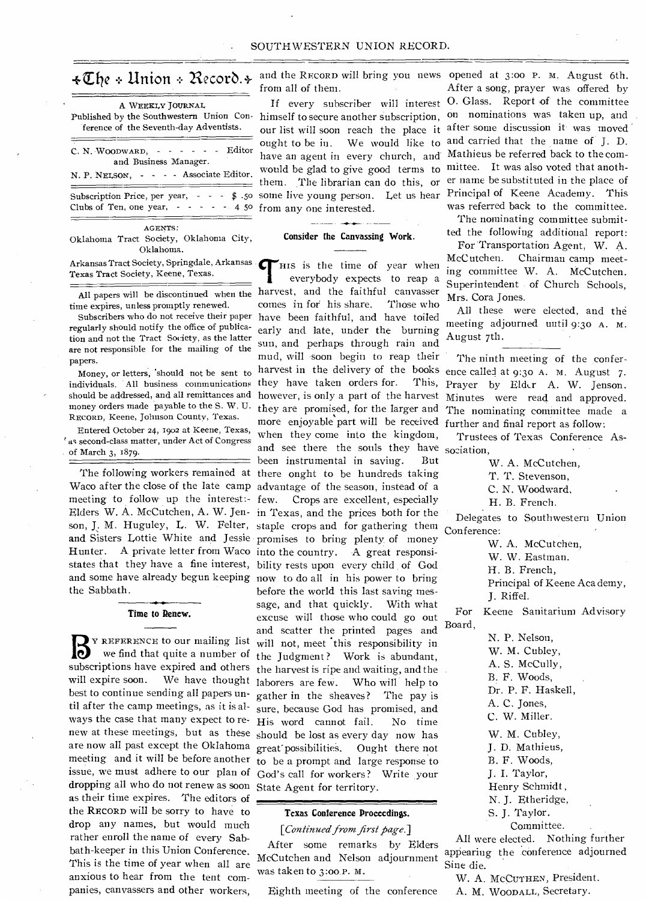# The Union Record.

A WEEKLY JOURNAL

Published by the Southwestern Union Conference of the Seventh-day Adventists.

C. N. WOODWARD, - - - - - - Editor and Business Manager.

N. P. NELSON, - - - - Associate Editor.

Subscription Price, per year, - - - $ .50
Clubs of Ten, one year, - - - - - 4 50

AGENTS:

Oklahoma Tract Society, Oklahoma City, Oklahoma.

Arkansas Tract Society, Springdale, Arkansas

Texas Tract Society, Keene, Texas.

All papers will be discontinued when the time expires, unless promptly renewed.

Subscribers who do not receive their paper regularly should notify the office of publication and not the Tract Society, as the latter are not responsible for the mailing of the papers.

Money, or letters, should not be sent to individuals. All business communications should be addressed, and all remittances and money orders made payable to the S. W. U. RECORD, Keene, Johnson County, Texas.

Entered October 24, 1902 at Keene, Texas, as second-class matter, under Act of Congress of March 3, 1879.

The following workers remained at Waco after the close of the late camp meeting to follow up the interest:- Elders W. A. McCutchen, A. W. Jenson, J. M. Huguley, L. W. Felter, and Sisters Lottie White and Jessie Hunter. A private letter from Waco states that they have a fine interest, and some have already begun keeping the Sabbath.

## Time to Renew.

BY REFERENCE to our mailing list we find that quite a number of subscriptions have expired and others will expire soon. We have thought best to continue sending all papers until after the camp meetings, as it is always the case that many expect to renew at these meetings, but as these are now all past except the Oklahoma meeting and it will be before another issue, we must adhere to our plan of dropping all who do not renew as soon as their time expires. The editors of the RECORD will be sorry to have to drop any names, but would much rather enroll the name of every Sabbath-keeper in this Union Conference. This is the time of year when all are anxious to hear from the tent companies, canvassers and other workers, and the RECORD will bring you news from all of them.

If every subscriber will interest himself to secure another subscription, our list will soon reach the place it ought to be in. We would like to have an agent in every church, and would be glad to give good terms to them. The librarian can do this, or some live young person. Let us hear from any one interested.

## Consider the Canvassing Work.

THIS is the time of year when everybody expects to reap a harvest, and the faithful canvasser comes in for his share. Those who have been faithful, and have toiled early and late, under the burning sun, and perhaps through rain and mud, will soon begin to reap their harvest in the delivery of the books they have taken orders for. This, however, is only a part of the harvest they are promised, for the larger and more enjoyable part will be received when they come into the kingdom, and see there the souls they have been instrumental in saving. But there onght to be hundreds taking advantage of the season, instead of a few. Crops are excellent, especially in Texas, and the prices both for the staple crops and for gathering them promises to bring plenty of money into the country. A great responsibility rests upon every child of God now to do all in his power to bring before the world this last saving message, and that quickly. With what excuse will those who could go out and scatter the printed pages and will not, meet this responsibility in the Judgment? Work is abundant, the harvest is ripe and waiting, and the laborers are few. Who will help to gather in the sheaves? The pay is sure, because God has promised, and His word cannot fail. No time should be lost as every day now has great possibilities. Ought there not to be a prompt and large response to God's call for workers? Write your State Agent for territory.

## Texas Conference Proceedings.

*[Continued from first page.]*

After some remarks by Elders McCutchen and Nelson adjournment was taken to 3:00 P. M.

Eighth meeting of the conference opened at 3:00 P. M. August 6th. After a song, prayer was offered by O. Glass. Report of the committee on nominations was taken up, and after some discussion it was moved and carried that the name of J. D. Mathieus be referred back to the committee. It was also voted that another name be substituted in the place of Principal of Keene Academy. This was referred back to the committee.

The nominating committee submitted the following additional report:

For Transportation Agent, W. A. McCutchen. Chairman camp meeting committee W. A. McCutchen. Superintendent of Church Schools, Mrs. Cora Jones.

All these were elected, and the meeting adjourned until 9:30 A. M. August 7th.

The ninth meeting of the conference called at 9:30 A. M. August 7. Prayer by Elder A. W. Jenson. Minutes were read and approved. The nominating committee made a further and final report as follow:

Trustees of Texas Conference Association,

W. A. McCutchen,
T. T. Stevenson,
C. N. Woodward,
H. B. French.

Delegates to Southwestern Union Conference:

W. A. McCutchen,
W. W. Eastman.
H. B. French,
Principal of Keene Academy,
J. Riffel.

For Keene Sanitarium Advisory Board,

N. P. Nelson,
W. M. Cubley,
A. S. McCully,
B. F. Woods,
Dr. P. F. Haskell,
A. C. Jones,
C. W. Miller.

W. M. Cubley,
J. D. Mathieus,
B. F. Woods,
J. I. Taylor,
Henry Schmidt,
N. J. Etheridge,
S. J. Taylor.
Committee.

All were elected. Nothing further appearing the conference adjourned Sine die.

W. A. McCUTHEN, President.
A. M. WOODALL, Secretary.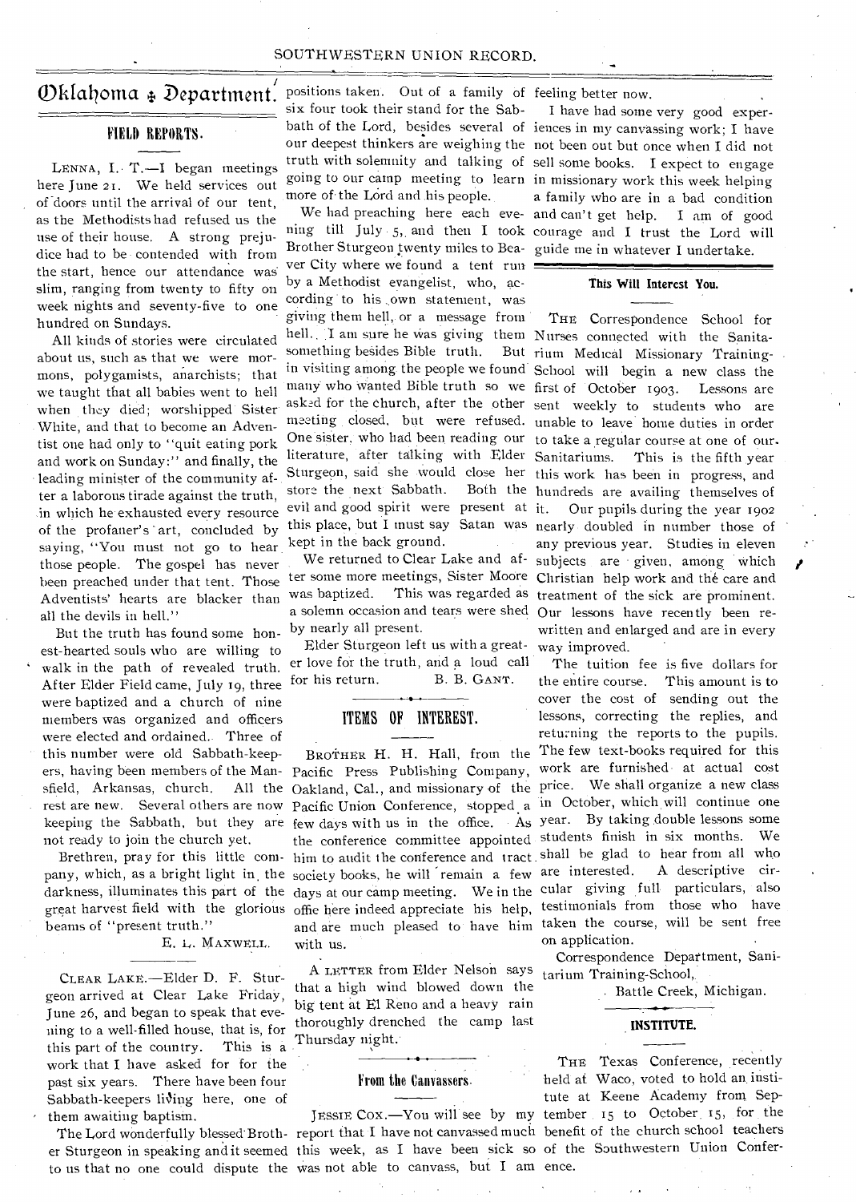# Oklahoma ‡ Department.

## FIELD REPORTS.

LENNA, I. T.—I began meetings here June 21. We held services out of doors until the arrival of our tent, as the Methodists had refused us the use of their house. A strong prejudice had to be contended with from the start, hence our attendance was slim, ranging from twenty to fifty on week nights and seventy-five to one hundred on Sundays.

All kinds of stories were circulated about us, such as that we were mormons, polygamists, anarchists; that we taught that all babies went to hell when they died; worshipped Sister White, and that to become an Adventist one had only to "quit eating pork and work on Sunday:" and finally, the leading minister of the community after a laborous tirade against the truth, in which he exhausted every resource of the profaner's art, concluded by saying, "You must not go to hear those people. The gospel has never been preached under that tent. Those Adventists' hearts are blacker than all the devils in hell."

But the truth has found some honest-hearted souls who are willing to walk in the path of revealed truth. After Elder Field came, July 19, three were baptized and a church of nine members was organized and officers were elected and ordained. Three of this number were old Sabbath-keepers, having been members of the Mansfield, Arkansas, church. All the rest are new. Several others are now keeping the Sabbath, but they are not ready to join the church yet.

Brethren, pray for this little company, which, as a bright light in the darkness, illuminates this part of the great harvest field with the glorious beams of "present truth."

E. L. MAXWELL.

CLEAR LAKE.—Elder D. F. Sturgeon arrived at Clear Lake Friday, June 26, and began to speak that evening to a well-filled house, that is, for this part of the country. This is a work that I have asked for for the past six years. There have been four Sabbath-keepers living here, one of them awaiting baptism.

The Lord wonderfully blessed Brother Sturgeon in speaking and it seemed to us that no one could dispute the positions taken. Out of a family of six four took their stand for the Sabbath of the Lord, besides several of our deepest thinkers are weighing the truth with solemnity and talking of going to our camp meeting to learn more of the Lord and his people.

We had preaching here each evening till July 5, and then I took Brother Sturgeon twenty miles to Beaver City where we found a tent run by a Methodist evangelist, who, according to his own statement, was giving them hell, or a message from hell. I am sure he was giving them something besides Bible truth. But in visiting among the people we found many who wanted Bible truth so we asked for the church, after the other meeting closed, but were refused. One sister, who had been reading our literature, after talking with Elder Sturgeon, said she would close her store the next Sabbath. Both the evil and good spirit were present at this place, but I must say Satan was kept in the back ground.

We returned to Clear Lake and after some more meetings, Sister Moore was baptized. This was regarded as a solemn occasion and tears were shed by nearly all present.

Elder Sturgeon left us with a greater love for the truth, and a loud call for his return.

B. B. GANT.

## ITEMS OF INTEREST.

BROTHER H. H. Hall, from the Pacific Press Publishing Company, Oakland, Cal., and missionary of the Pacific Union Conference, stopped a few days with us in the office. As the conference committee appointed him to audit the conference and tract society books, he will remain a few days at our camp meeting. We in the office here indeed appreciate his help, and are much pleased to have him with us.

A LETTER from Elder Nelson says that a high wind blowed down the big tent at El Reno and a heavy rain thoroughly drenched the camp last Thursday night.

## From the Canvassers.

JESSIE COX.—You will see by my report that I have not canvassed much this week, as I have been sick so was not able to canvass, but I am feeling better now.

I have had some very good experiences in my canvassing work; I have not been out but once when I did not sell some books. I expect to engage in missionary work this week helping a family who are in a bad condition and can't get help. I am of good courage and I trust the Lord will guide me in whatever I undertake.

## This Will Interest You.

THE Correspondence School for Nurses connected with the Sanitarium Medical Missionary Training-School will begin a new class the first of October 1903. Lessons are sent weekly to students who are unable to leave home duties in order to take a regular course at one of our Sanitariums. This is the fifth year this work has been in progress, and hundreds are availing themselves of it. Our pupils during the year 1902 nearly doubled in number those of any previous year. Studies in eleven subjects are given, among which Christian help work and the care and treatment of the sick are prominent. Our lessons have recently been rewritten and enlarged and are in every way improved.

The tuition fee is five dollars for the entire course. This amount is to cover the cost of sending out the lessons, correcting the replies, and returning the reports to the pupils. The few text-books required for this work are furnished at actual cost price. We shall organize a new class in October, which will continue one year. By taking double lessons some students finish in six months. We shall be glad to hear from all who are interested. A descriptive circular giving full particulars, also testimonials from those who have taken the course, will be sent free on application.

Correspondence Department, Sanitarium Training-School,

Battle Creek, Michigan.

## INSTITUTE.

THE Texas Conference, recently held at Waco, voted to hold an institute at Keene Academy from September 15 to October 15, for the benefit of the church school teachers of the Southwestern Union Conference.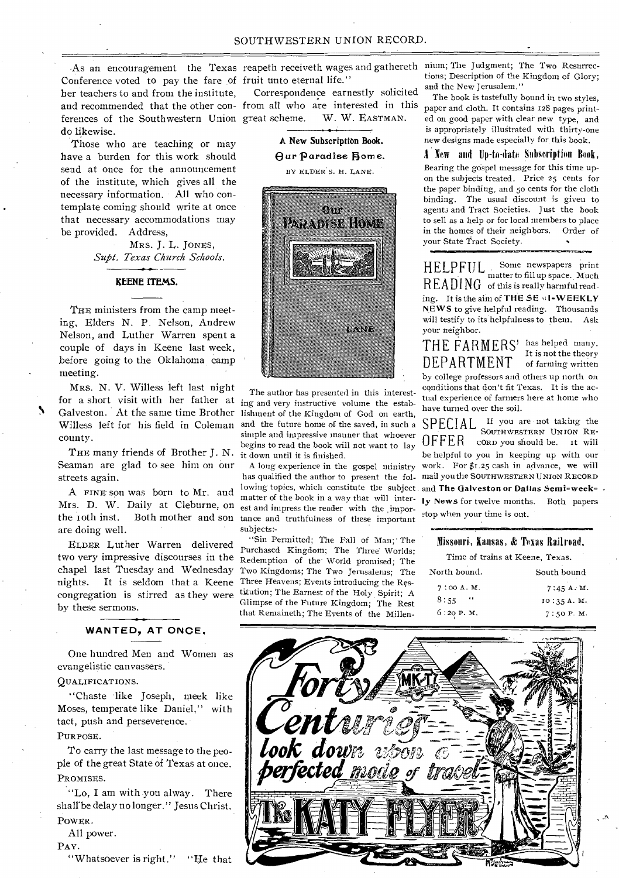As an encouragement the Texas Conference voted to pay the fare of her teachers to and from the institute, and recommended that the other conferences of the Southwestern Union do likewise.

Those who are teaching or may have a burden for this work should send at once for the announcement of the institute, which gives all the necessary information. All who contemplate coming should write at once that necessary accommodations may be provided. Address,

MRS. J. L. JONES,
*Supt. Texas Church Schools.*

## KEENE ITEMS.

THE ministers from the camp meeting, Elders N. P. Nelson, Andrew Nelson, and Luther Warren spent a couple of days in Keene last week, before going to the Oklahoma camp meeting.

MRS. N. V. Willess left last night for a short visit with her father at Galveston. At the same time Brother Willess left for his field in Coleman county.

THE many friends of Brother J. N. Seaman are glad to see him on our streets again.

A FINE son was born to Mr. and Mrs. D. W. Daily at Cleburne, on the 10th inst. Both mother and son are doing well.

ELDER Luther Warren delivered two very impressive discourses in the chapel last Tuesday and Wednesday nights. It is seldom that a Keene congregation is stirred as they were by these sermons.

## WANTED, AT ONCE.

One hundred Men and Women as evangelistic canvassers.

QUALIFICATIONS.

"Chaste like Joseph, meek like Moses, temperate like Daniel," with tact, push and perseverence.

PURPOSE.

To carry the last message to the people of the great State of Texas at once.

PROMISES.

"Lo, I am with you alway. There shall be delay no longer." Jesus Christ.

POWER.

All power.

PAY.

"Whatsoever is right." "He that reapeth receiveth wages and gathereth fruit unto eternal life."

Correspondence earnestly solicited from all who are interested in this great scheme. W. W. EASTMAN.

## A New Subscription Book.

### Our Paradise Home.

BY ELDER S. H. LANE.

The author has presented in this interesting and very instructive volume the establishment of the Kingdom of God on earth, and the future home of the saved, in such a simple and impressive manner that whoever begins to read the book will not want to lay it down until it is finished.

A long experience in the gospel ministry has qualified the author to present the following topics, which constitute the subject matter of the book in a way that will interest and impress the reader with the importance and truthfulness of these important subjects:-

"Sin Permitted; The Fall of Man; The Purchased Kingdom; The Three Worlds; The Redemption of the World promised; The Two Kingdoms; The Two Jerusalems; The Three Heavens; Events introducing the Restitution; The Earnest of the Holy Spirit; A Glimpse of the Future Kingdom; The Rest that Remaineth; The Events of the Millennium; The Judgment; The Two Resurrections; Description of the Kingdom of Glory; and the New Jerusalem."

The book is tastefully bound in two styles, paper and cloth. It contains 128 pages printed on good paper with clear new type, and is appropriately illustrated with thirty-one new designs made especially for this book.

### A New and Up-to-date Subscription Book,

Bearing the gospel message for this time upon the subjects treated. Price 25 cents for the paper binding, and 50 cents for the cloth binding. The usual discount is given to agents and Tract Societies. Just the book to sell as a help or for local members to place in the homes of their neighbors. Order of your State Tract Society.

**HELPFUL READING** Some newspapers print matter to fill up space. Much of this is really harmful reading. It is the aim of **THE SEMI-WEEKLY NEWS** to give helpful reading. Thousands will testify to its helpfulness to them. Ask your neighbor.

**THE FARMERS' DEPARTMENT** has helped many. It is not the theory of farming written by college professors and others up north on conditions that don't fit Texas. It is the actual experience of farmers here at home who have turned over the soil.

**SPECIAL OFFER** If you are not taking the SOUTHWESTERN UNION RECORD you should be. It will be helpful to you in keeping up with our work. For $1.25 cash in advance, we will mail you the SOUTHWESTERN UNION RECORD and **The Galveston or Dallas Semi-weekly News** for twelve months. Both papers stop when your time is out.

### Missouri, Kansas, & Texas Railroad.

Time of trains at Keene, Texas.

| North bound. | South bound |
|---|---|
| 7:00 A. M. | 7:45 A. M. |
| 8:55 " | 10:35 A. M. |
| 6:20 P. M. | 7:50 P. M. |

Forty Centuries look down upon a perfected mode of travel

MK-T

The KATY FLYER